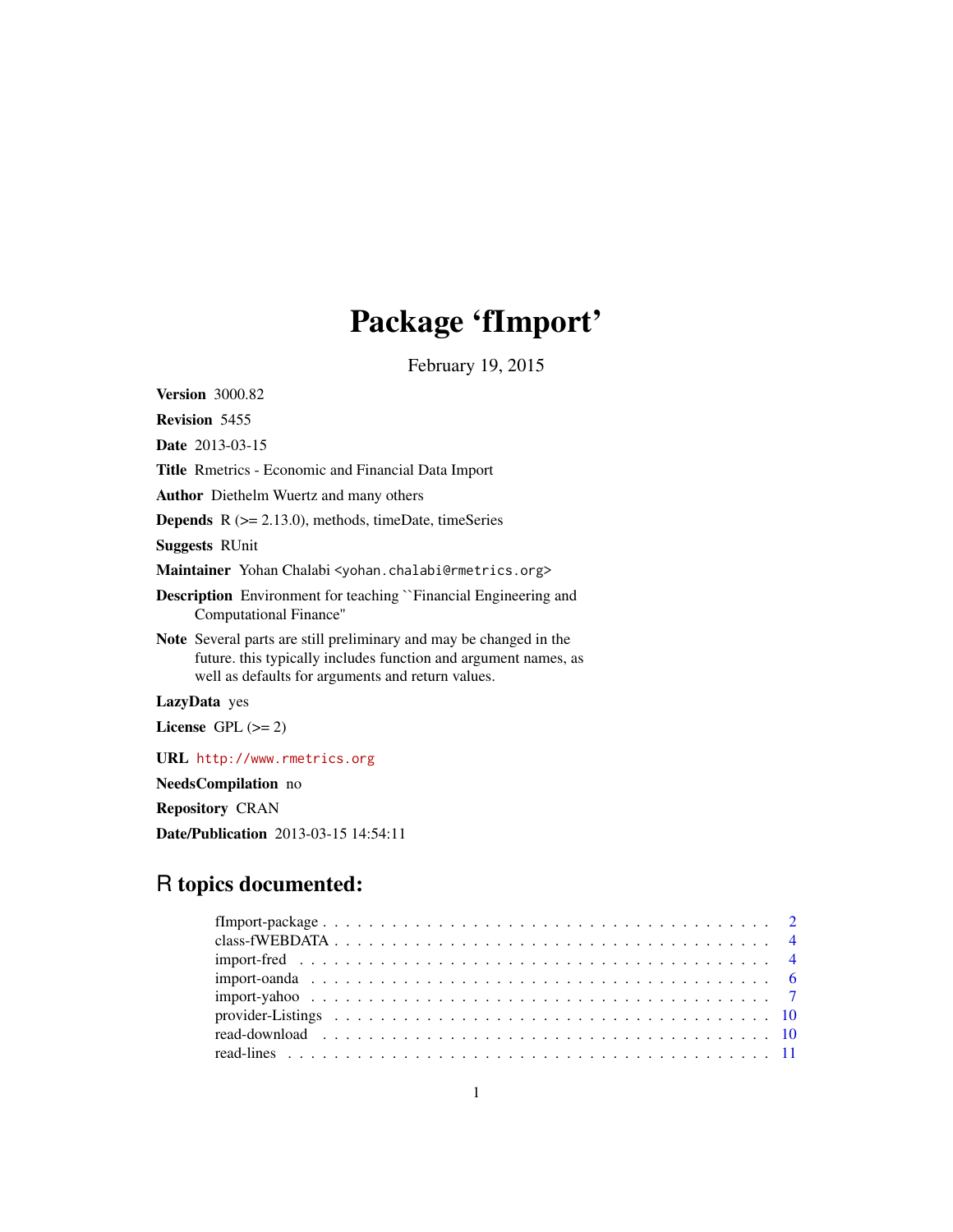# Package 'fImport'

February 19, 2015

**Version** 3000.82

**Revision** 5455

**Date** 2013-03-15

**Title** Rmetrics - Economic and Financial Data Import

**Author** Diethelm Wuertz and many others

**Depends** R (>= 2.13.0), methods, timeDate, timeSeries

**Suggests** RUnit

**Maintainer** Yohan Chalabi <yohan.chalabi@rmetrics.org>

**Description** Environment for teaching ``Financial Engineering and Computational Finance''

**Note** Several parts are still preliminary and may be changed in the future. this typically includes function and argument names, as well as defaults for arguments and return values.

**LazyData** yes

**License** GPL (>= 2)

**URL** http://www.rmetrics.org

**NeedsCompilation** no

**Repository** CRAN

**Date/Publication** 2013-03-15 14:54:11

## R topics documented:

- fImport-package . . . . . . . . . . . . . . . . . . . . . . . . . . . . . . . . . . . . . 2
- class-fWEBDATA . . . . . . . . . . . . . . . . . . . . . . . . . . . . . . . . . . . . . 4
- import-fred . . . . . . . . . . . . . . . . . . . . . . . . . . . . . . . . . . . . . . . . 4
- import-oanda . . . . . . . . . . . . . . . . . . . . . . . . . . . . . . . . . . . . . . . 6
- import-yahoo . . . . . . . . . . . . . . . . . . . . . . . . . . . . . . . . . . . . . . . 7
- provider-Listings . . . . . . . . . . . . . . . . . . . . . . . . . . . . . . . . . . . . . 10
- read-download . . . . . . . . . . . . . . . . . . . . . . . . . . . . . . . . . . . . . . 10
- read-lines . . . . . . . . . . . . . . . . . . . . . . . . . . . . . . . . . . . . . . . . . 11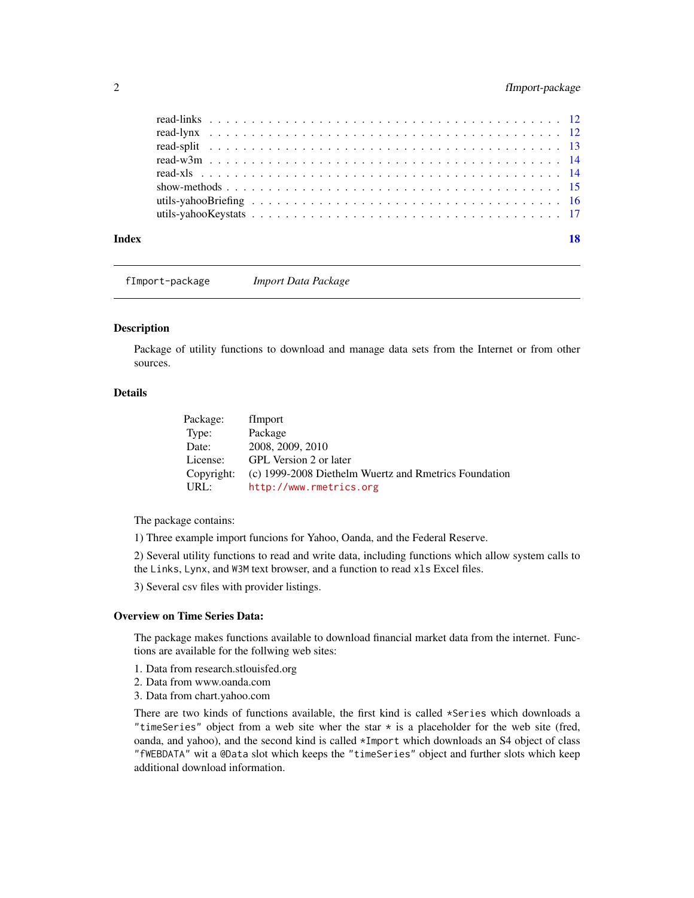| | |
|---|---|
| read-links | 12 |
| read-lynx | 12 |
| read-split | 13 |
| read-w3m | 14 |
| read-xls | 14 |
| show-methods | 15 |
| utils-yahooBriefing | 16 |
| utils-yahooKeystats | 17 |

**Index** **18**

---

`fImport-package` *Import Data Package*

---

### Description

Package of utility functions to download and manage data sets from the Internet or from other sources.

### Details

| | |
|---|---|
| Package: | fImport |
| Type: | Package |
| Date: | 2008, 2009, 2010 |
| License: | GPL Version 2 or later |
| Copyright: | (c) 1999-2008 Diethelm Wuertz and Rmetrics Foundation |
| URL: | `http://www.rmetrics.org` |

The package contains:

1) Three example import funcions for Yahoo, Oanda, and the Federal Reserve.

2) Several utility functions to read and write data, including functions which allow system calls to the `Links`, `Lynx`, and `W3M` text browser, and a function to read `xls` Excel files.

3) Several csv files with provider listings.

### Overview on Time Series Data:

The package makes functions available to download financial market data from the internet. Functions are available for the follwing web sites:

1. Data from research.stlouisfed.org
2. Data from www.oanda.com
3. Data from chart.yahoo.com

There are two kinds of functions available, the first kind is called `*Series` which downloads a `"timeSeries"` object from a web site wher the star `*` is a placeholder for the web site (fred, oanda, and yahoo), and the second kind is called `*Import` which downloads an S4 object of class `"fWEBDATA"` wit a `@Data` slot which keeps the `"timeSeries"` object and further slots which keep additional download information.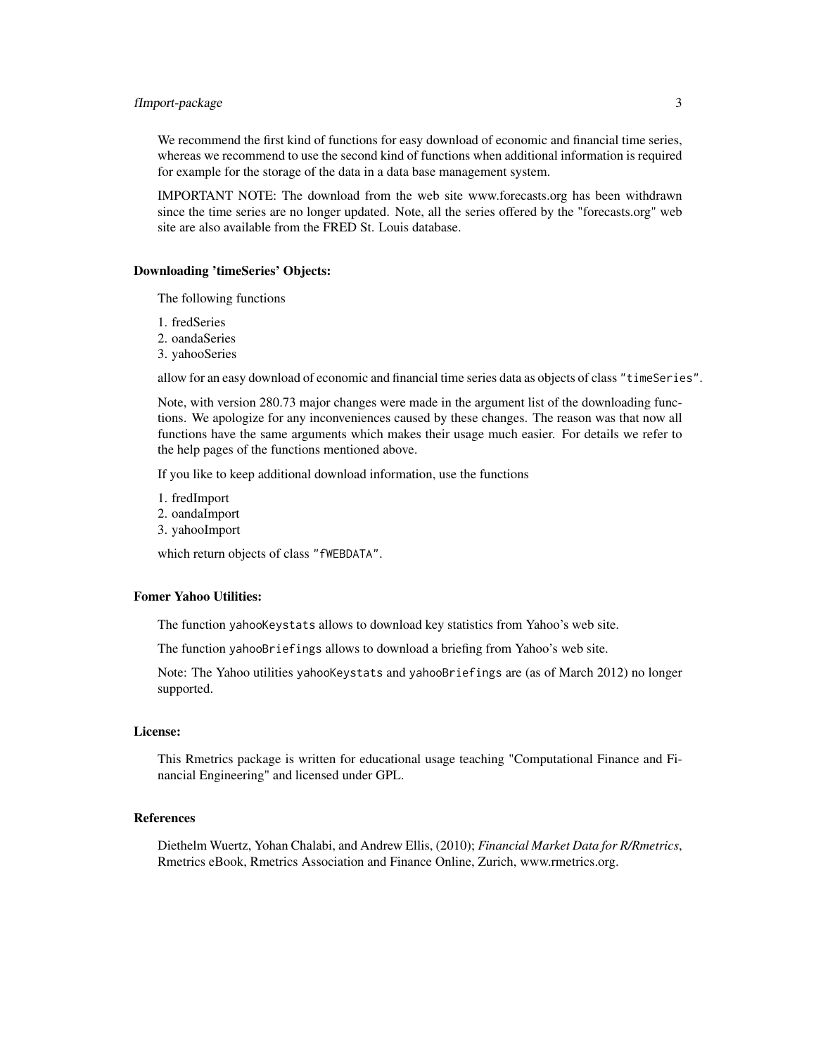We recommend the first kind of functions for easy download of economic and financial time series, whereas we recommend to use the second kind of functions when additional information is required for example for the storage of the data in a data base management system.

IMPORTANT NOTE: The download from the web site www.forecasts.org has been withdrawn since the time series are no longer updated. Note, all the series offered by the "forecasts.org" web site are also available from the FRED St. Louis database.

### Downloading 'timeSeries' Objects:

The following functions

1. fredSeries
2. oandaSeries
3. yahooSeries

allow for an easy download of economic and financial time series data as objects of class `"timeSeries"`.

Note, with version 280.73 major changes were made in the argument list of the downloading functions. We apologize for any inconveniences caused by these changes. The reason was that now all functions have the same arguments which makes their usage much easier. For details we refer to the help pages of the functions mentioned above.

If you like to keep additional download information, use the functions

1. fredImport
2. oandaImport
3. yahooImport

which return objects of class `"fWEBDATA"`.

### Fomer Yahoo Utilities:

The function `yahooKeystats` allows to download key statistics from Yahoo's web site.

The function `yahooBriefings` allows to download a briefing from Yahoo's web site.

Note: The Yahoo utilities `yahooKeystats` and `yahooBriefings` are (as of March 2012) no longer supported.

### License:

This Rmetrics package is written for educational usage teaching "Computational Finance and Financial Engineering" and licensed under GPL.

### References

Diethelm Wuertz, Yohan Chalabi, and Andrew Ellis, (2010); *Financial Market Data for R/Rmetrics*, Rmetrics eBook, Rmetrics Association and Finance Online, Zurich, www.rmetrics.org.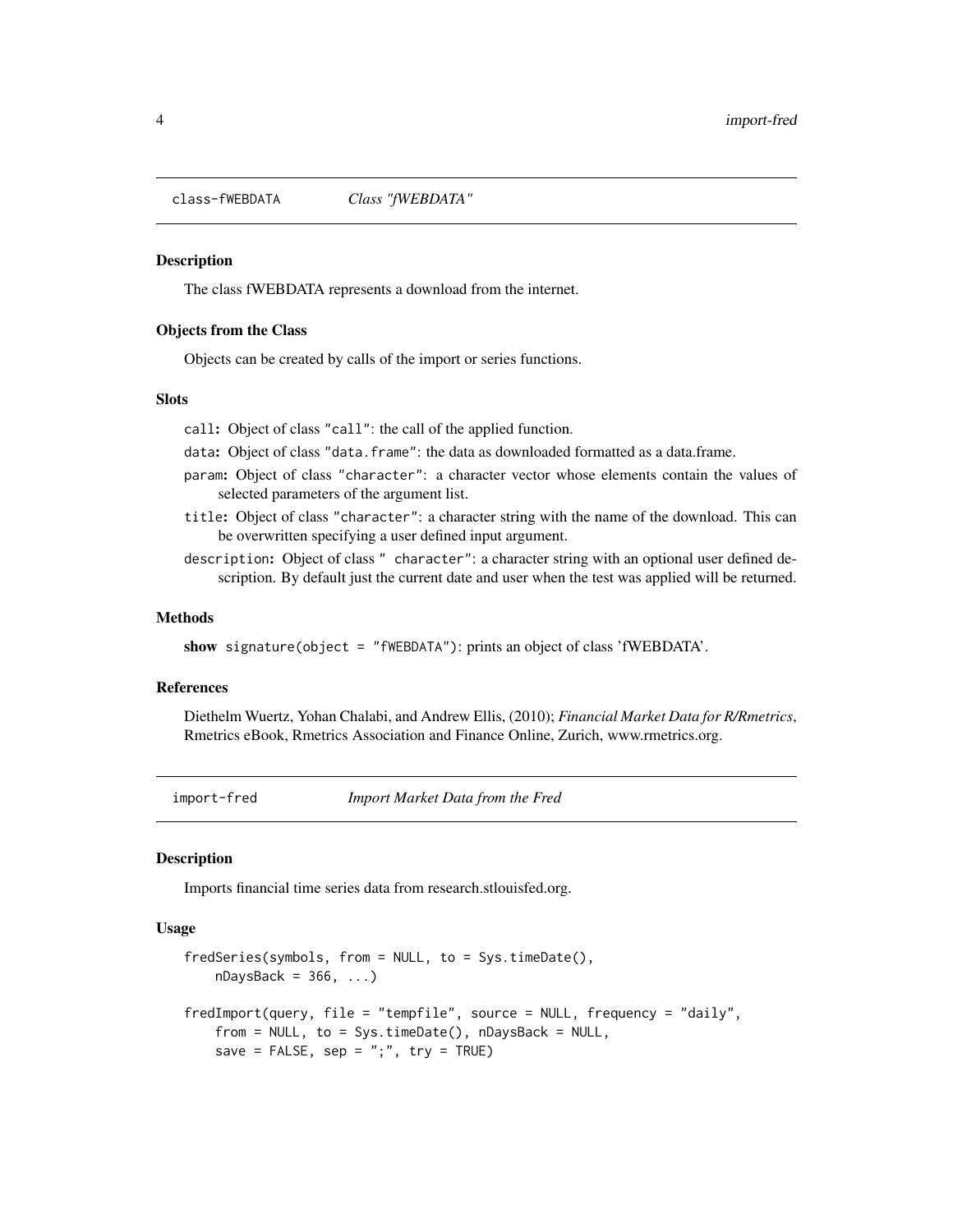## class-fWEBDATA *Class "fWEBDATA"*

### Description

The class fWEBDATA represents a download from the internet.

### Objects from the Class

Objects can be created by calls of the import or series functions.

### Slots

- `call`: Object of class `"call"`: the call of the applied function.
- `data`: Object of class `"data.frame"`: the data as downloaded formatted as a data.frame.
- `param`: Object of class `"character"`: a character vector whose elements contain the values of selected parameters of the argument list.
- `title`: Object of class `"character"`: a character string with the name of the download. This can be overwritten specifying a user defined input argument.
- `description`: Object of class `" character"`: a character string with an optional user defined description. By default just the current date and user when the test was applied will be returned.

### Methods

**show** `signature(object = "fWEBDATA")`: prints an object of class 'fWEBDATA'.

### References

Diethelm Wuertz, Yohan Chalabi, and Andrew Ellis, (2010); *Financial Market Data for R/Rmetrics*, Rmetrics eBook, Rmetrics Association and Finance Online, Zurich, www.rmetrics.org.

## import-fred *Import Market Data from the Fred*

### Description

Imports financial time series data from research.stlouisfed.org.

### Usage

```
fredSeries(symbols, from = NULL, to = Sys.timeDate(),
    nDaysBack = 366, ...)

fredImport(query, file = "tempfile", source = NULL, frequency = "daily",
    from = NULL, to = Sys.timeDate(), nDaysBack = NULL,
    save = FALSE, sep = ";", try = TRUE)
```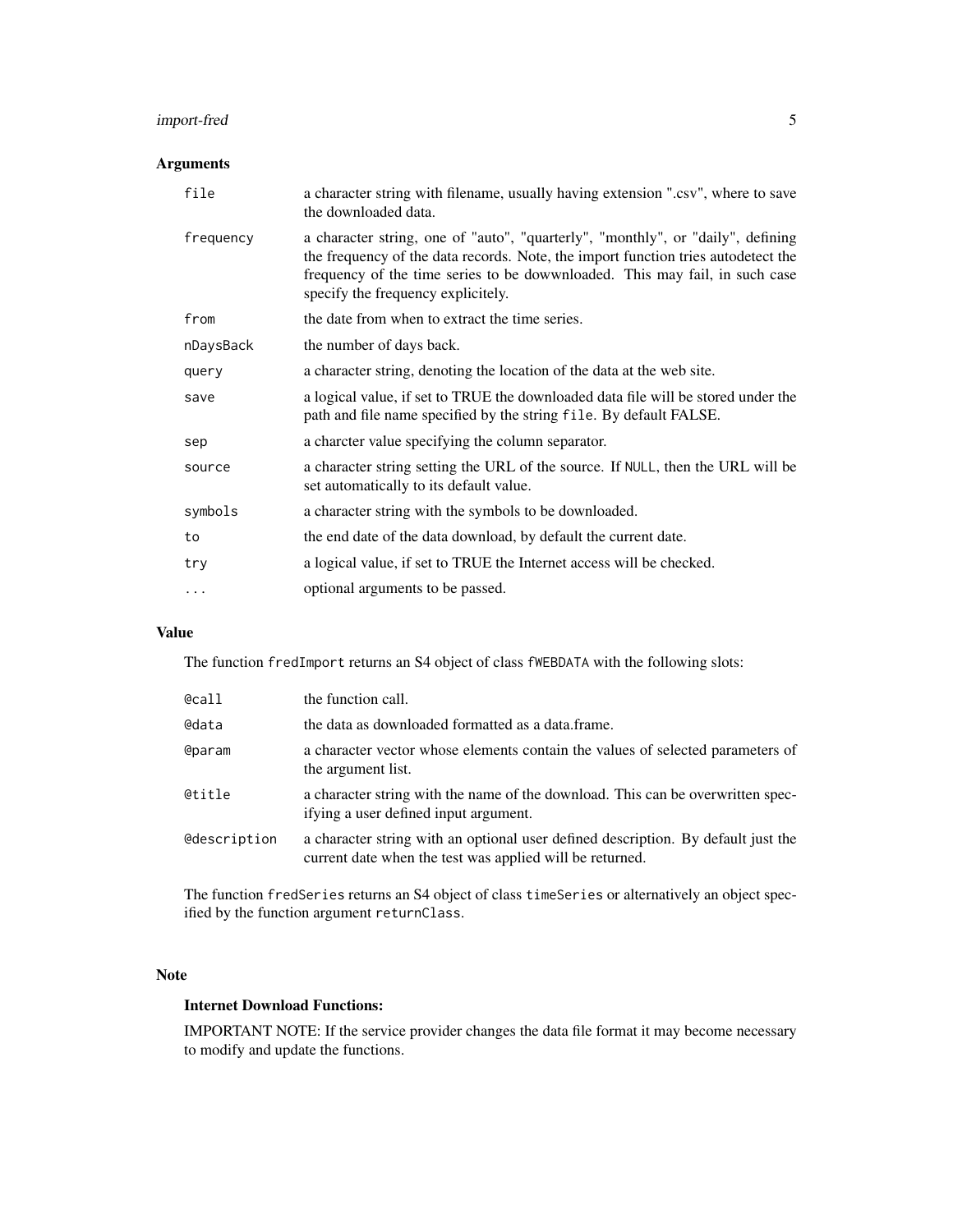## Arguments

| | |
|---|---|
| `file` | a character string with filename, usually having extension ".csv", where to save the downloaded data. |
| `frequency` | a character string, one of "auto", "quarterly", "monthly", or "daily", defining the frequency of the data records. Note, the import function tries autodetect the frequency of the time series to be dowwnloaded. This may fail, in such case specify the frequency explicitely. |
| `from` | the date from when to extract the time series. |
| `nDaysBack` | the number of days back. |
| `query` | a character string, denoting the location of the data at the web site. |
| `save` | a logical value, if set to TRUE the downloaded data file will be stored under the path and file name specified by the string `file`. By default FALSE. |
| `sep` | a charcter value specifying the column separator. |
| `source` | a character string setting the URL of the source. If `NULL`, then the URL will be set automatically to its default value. |
| `symbols` | a character string with the symbols to be downloaded. |
| `to` | the end date of the data download, by default the current date. |
| `try` | a logical value, if set to TRUE the Internet access will be checked. |
| `...` | optional arguments to be passed. |

## Value

The function `fredImport` returns an S4 object of class `fWEBDATA` with the following slots:

| | |
|---|---|
| `@call` | the function call. |
| `@data` | the data as downloaded formatted as a data.frame. |
| `@param` | a character vector whose elements contain the values of selected parameters of the argument list. |
| `@title` | a character string with the name of the download. This can be overwritten specifying a user defined input argument. |
| `@description` | a character string with an optional user defined description. By default just the current date when the test was applied will be returned. |

The function `fredSeries` returns an S4 object of class `timeSeries` or alternatively an object specified by the function argument `returnClass`.

## Note

### Internet Download Functions:

IMPORTANT NOTE: If the service provider changes the data file format it may become necessary to modify and update the functions.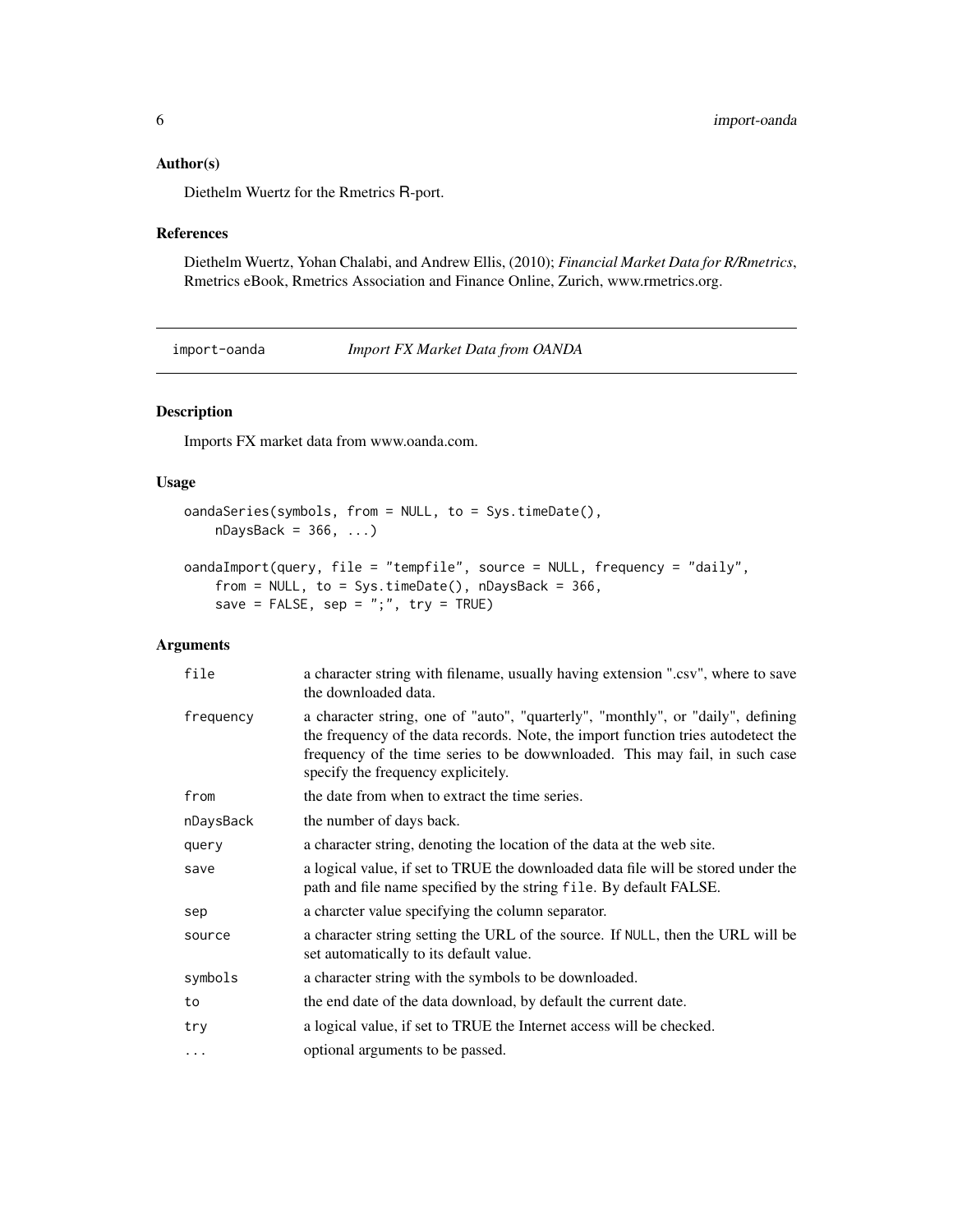### Author(s)

Diethelm Wuertz for the Rmetrics R-port.

### References

Diethelm Wuertz, Yohan Chalabi, and Andrew Ellis, (2010); *Financial Market Data for R/Rmetrics*, Rmetrics eBook, Rmetrics Association and Finance Online, Zurich, www.rmetrics.org.

---

## import-oanda *Import FX Market Data from OANDA*

---

### Description

Imports FX market data from www.oanda.com.

### Usage

```
oandaSeries(symbols, from = NULL, to = Sys.timeDate(),
    nDaysBack = 366, ...)

oandaImport(query, file = "tempfile", source = NULL, frequency = "daily",
    from = NULL, to = Sys.timeDate(), nDaysBack = 366,
    save = FALSE, sep = ";", try = TRUE)
```

### Arguments

| | |
|---|---|
| `file` | a character string with filename, usually having extension ".csv", where to save the downloaded data. |
| `frequency` | a character string, one of "auto", "quarterly", "monthly", or "daily", defining the frequency of the data records. Note, the import function tries autodetect the frequency of the time series to be dowwnloaded. This may fail, in such case specify the frequency explicitely. |
| `from` | the date from when to extract the time series. |
| `nDaysBack` | the number of days back. |
| `query` | a character string, denoting the location of the data at the web site. |
| `save` | a logical value, if set to TRUE the downloaded data file will be stored under the path and file name specified by the string `file`. By default FALSE. |
| `sep` | a charcter value specifying the column separator. |
| `source` | a character string setting the URL of the source. If `NULL`, then the URL will be set automatically to its default value. |
| `symbols` | a character string with the symbols to be downloaded. |
| `to` | the end date of the data download, by default the current date. |
| `try` | a logical value, if set to TRUE the Internet access will be checked. |
| `...` | optional arguments to be passed. |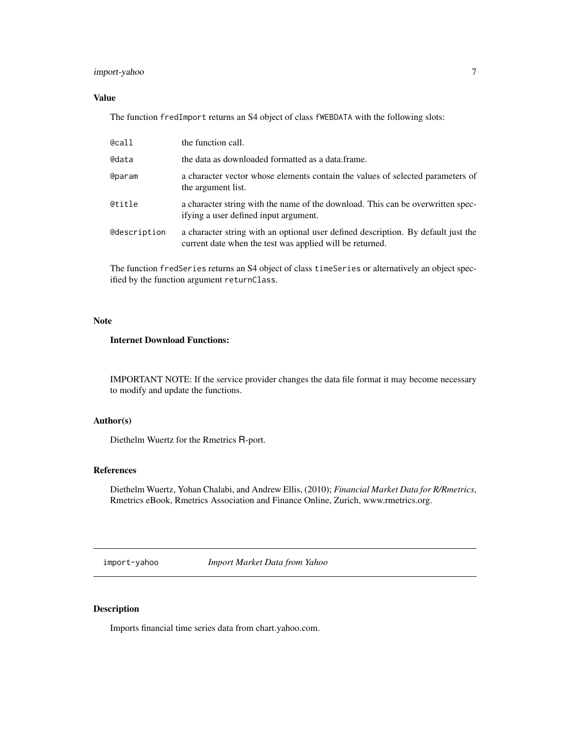### Value

The function `fredImport` returns an S4 object of class `fWEBDATA` with the following slots:

| | |
|---|---|
| `@call` | the function call. |
| `@data` | the data as downloaded formatted as a data.frame. |
| `@param` | a character vector whose elements contain the values of selected parameters of the argument list. |
| `@title` | a character string with the name of the download. This can be overwritten specifying a user defined input argument. |
| `@description` | a character string with an optional user defined description. By default just the current date when the test was applied will be returned. |

The function `fredSeries` returns an S4 object of class `timeSeries` or alternatively an object specified by the function argument `returnClass`.

### Note

**Internet Download Functions:**

IMPORTANT NOTE: If the service provider changes the data file format it may become necessary to modify and update the functions.

### Author(s)

Diethelm Wuertz for the Rmetrics R-port.

### References

Diethelm Wuertz, Yohan Chalabi, and Andrew Ellis, (2010); *Financial Market Data for R/Rmetrics*, Rmetrics eBook, Rmetrics Association and Finance Online, Zurich, www.rmetrics.org.

---

## import-yahoo — *Import Market Data from Yahoo*

### Description

Imports financial time series data from chart.yahoo.com.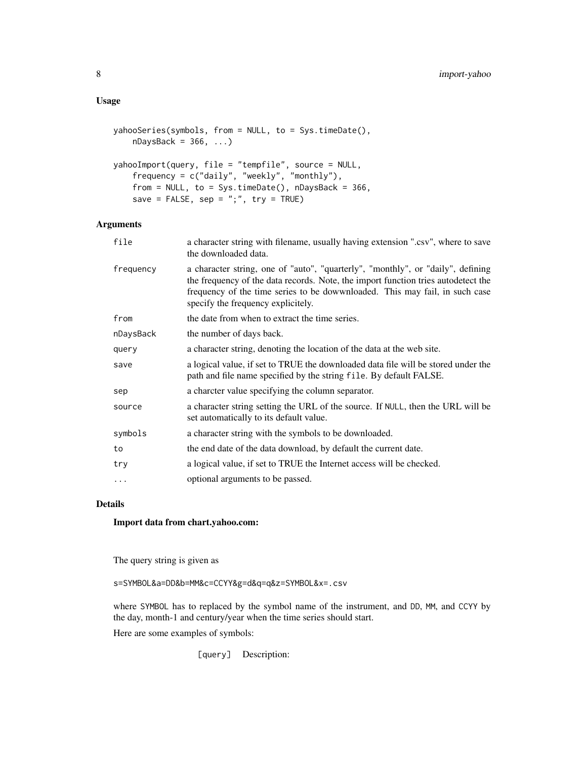### Usage

```
yahooSeries(symbols, from = NULL, to = Sys.timeDate(),
    nDaysBack = 366, ...)

yahooImport(query, file = "tempfile", source = NULL,
    frequency = c("daily", "weekly", "monthly"),
    from = NULL, to = Sys.timeDate(), nDaysBack = 366,
    save = FALSE, sep = ";", try = TRUE)
```

### Arguments

| | |
|---|---|
| `file` | a character string with filename, usually having extension ".csv", where to save the downloaded data. |
| `frequency` | a character string, one of "auto", "quarterly", "monthly", or "daily", defining the frequency of the data records. Note, the import function tries autodetect the frequency of the time series to be dowwnloaded. This may fail, in such case specify the frequency explicitely. |
| `from` | the date from when to extract the time series. |
| `nDaysBack` | the number of days back. |
| `query` | a character string, denoting the location of the data at the web site. |
| `save` | a logical value, if set to TRUE the downloaded data file will be stored under the path and file name specified by the string `file`. By default FALSE. |
| `sep` | a charcter value specifying the column separator. |
| `source` | a character string setting the URL of the source. If `NULL`, then the URL will be set automatically to its default value. |
| `symbols` | a character string with the symbols to be downloaded. |
| `to` | the end date of the data download, by default the current date. |
| `try` | a logical value, if set to TRUE the Internet access will be checked. |
| `...` | optional arguments to be passed. |

### Details

**Import data from chart.yahoo.com:**

The query string is given as

`s=SYMBOL&a=DD&b=MM&c=CCYY&g=d&q=q&z=SYMBOL&x=.csv`

where `SYMBOL` has to replaced by the symbol name of the instrument, and `DD`, `MM`, and `CCYY` by the day, month-1 and century/year when the time series should start.

Here are some examples of symbols:

`[query]` Description: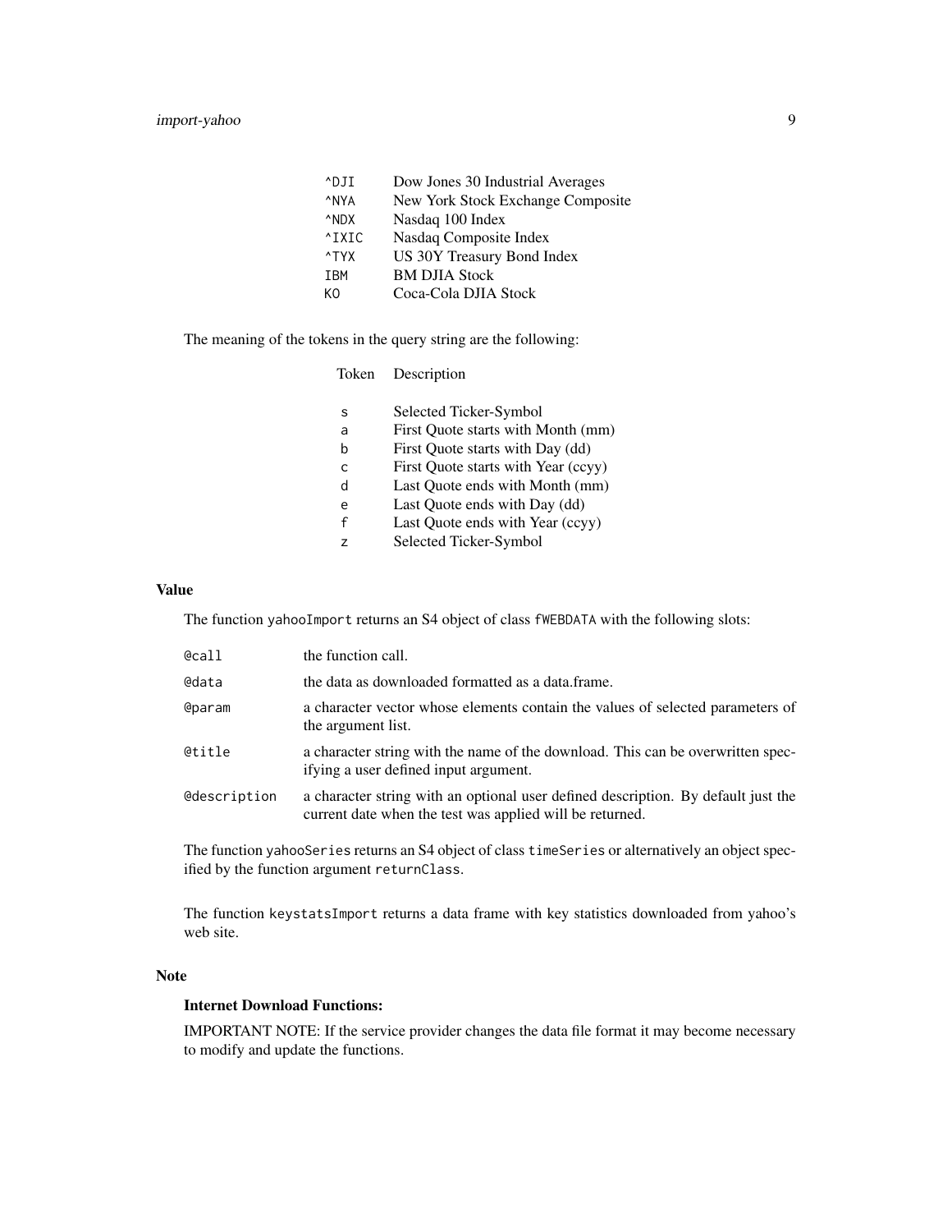| | |
|---|---|
| ^DJI | Dow Jones 30 Industrial Averages |
| ^NYA | New York Stock Exchange Composite |
| ^NDX | Nasdaq 100 Index |
| ^IXIC | Nasdaq Composite Index |
| ^TYX | US 30Y Treasury Bond Index |
| IBM | BM DJIA Stock |
| KO | Coca-Cola DJIA Stock |

The meaning of the tokens in the query string are the following:

| Token | Description |
|---|---|
| s | Selected Ticker-Symbol |
| a | First Quote starts with Month (mm) |
| b | First Quote starts with Day (dd) |
| c | First Quote starts with Year (ccyy) |
| d | Last Quote ends with Month (mm) |
| e | Last Quote ends with Day (dd) |
| f | Last Quote ends with Year (ccyy) |
| z | Selected Ticker-Symbol |

## Value

The function `yahooImport` returns an S4 object of class `fWEBDATA` with the following slots:

| | |
|---|---|
| `@call` | the function call. |
| `@data` | the data as downloaded formatted as a data.frame. |
| `@param` | a character vector whose elements contain the values of selected parameters of the argument list. |
| `@title` | a character string with the name of the download. This can be overwritten specifying a user defined input argument. |
| `@description` | a character string with an optional user defined description. By default just the current date when the test was applied will be returned. |

The function `yahooSeries` returns an S4 object of class `timeSeries` or alternatively an object specified by the function argument `returnClass`.

The function `keystatsImport` returns a data frame with key statistics downloaded from yahoo's web site.

## Note

### Internet Download Functions:

IMPORTANT NOTE: If the service provider changes the data file format it may become necessary to modify and update the functions.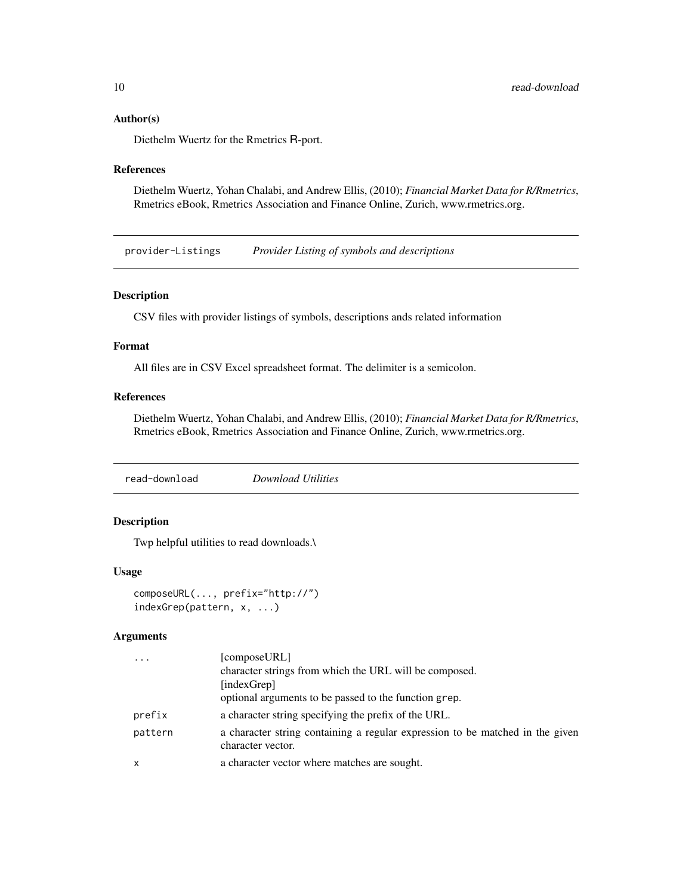### Author(s)

Diethelm Wuertz for the Rmetrics R-port.

### References

Diethelm Wuertz, Yohan Chalabi, and Andrew Ellis, (2010); *Financial Market Data for R/Rmetrics*, Rmetrics eBook, Rmetrics Association and Finance Online, Zurich, www.rmetrics.org.

---

## provider-Listings *Provider Listing of symbols and descriptions*

---

### Description

CSV files with provider listings of symbols, descriptions ands related information

### Format

All files are in CSV Excel spreadsheet format. The delimiter is a semicolon.

### References

Diethelm Wuertz, Yohan Chalabi, and Andrew Ellis, (2010); *Financial Market Data for R/Rmetrics*, Rmetrics eBook, Rmetrics Association and Finance Online, Zurich, www.rmetrics.org.

---

## read-download *Download Utilities*

---

### Description

Twp helpful utilities to read downloads.\

### Usage

```
composeURL(..., prefix="http://")
indexGrep(pattern, x, ...)
```

### Arguments

| | |
|---|---|
| `...` | [composeURL]<br>character strings from which the URL will be composed.<br>[indexGrep]<br>optional arguments to be passed to the function `grep`. |
| `prefix` | a character string specifying the prefix of the URL. |
| `pattern` | a character string containing a regular expression to be matched in the given character vector. |
| `x` | a character vector where matches are sought. |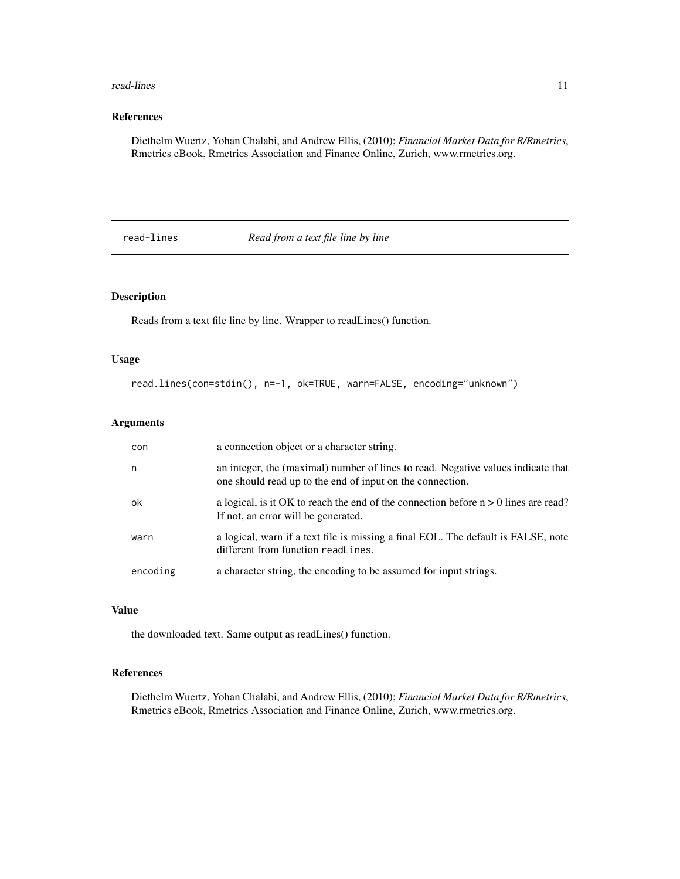## References

Diethelm Wuertz, Yohan Chalabi, and Andrew Ellis, (2010); *Financial Market Data for R/Rmetrics*, Rmetrics eBook, Rmetrics Association and Finance Online, Zurich, www.rmetrics.org.

---

# read-lines — *Read from a text file line by line*

---

## Description

Reads from a text file line by line. Wrapper to readLines() function.

## Usage

```
read.lines(con=stdin(), n=-1, ok=TRUE, warn=FALSE, encoding="unknown")
```

## Arguments

| | |
|---|---|
| `con` | a connection object or a character string. |
| `n` | an integer, the (maximal) number of lines to read. Negative values indicate that one should read up to the end of input on the connection. |
| `ok` | a logical, is it OK to reach the end of the connection before n > 0 lines are read? If not, an error will be generated. |
| `warn` | a logical, warn if a text file is missing a final EOL. The default is FALSE, note different from function `readLines`. |
| `encoding` | a character string, the encoding to be assumed for input strings. |

## Value

the downloaded text. Same output as readLines() function.

## References

Diethelm Wuertz, Yohan Chalabi, and Andrew Ellis, (2010); *Financial Market Data for R/Rmetrics*, Rmetrics eBook, Rmetrics Association and Finance Online, Zurich, www.rmetrics.org.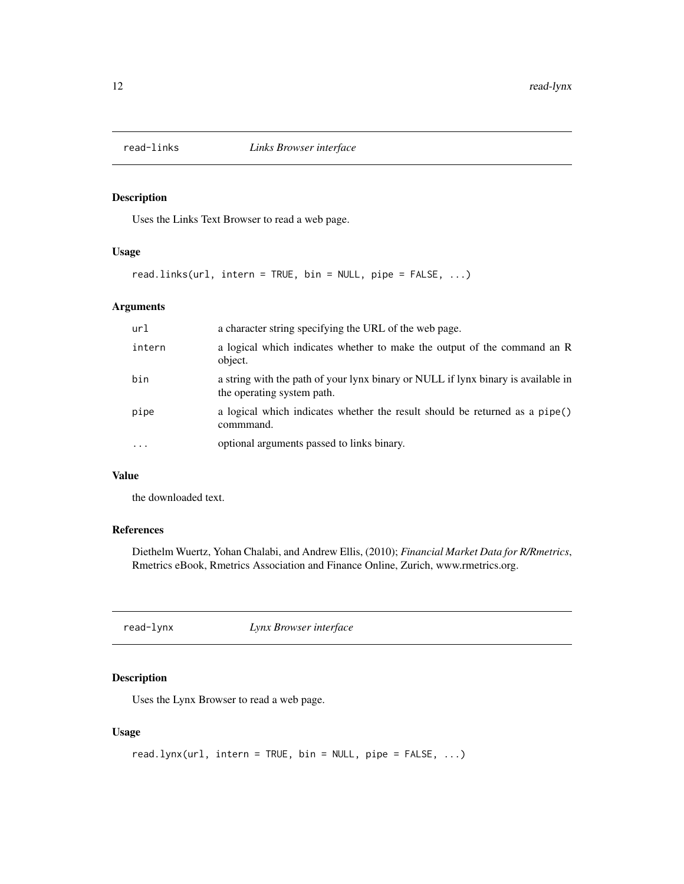## read-links *Links Browser interface*

### Description

Uses the Links Text Browser to read a web page.

### Usage

```
read.links(url, intern = TRUE, bin = NULL, pipe = FALSE, ...)
```

### Arguments

| | |
|---|---|
| url | a character string specifying the URL of the web page. |
| intern | a logical which indicates whether to make the output of the command an R object. |
| bin | a string with the path of your lynx binary or NULL if lynx binary is available in the operating system path. |
| pipe | a logical which indicates whether the result should be returned as a pipe() commmand. |
| ... | optional arguments passed to links binary. |

### Value

the downloaded text.

### References

Diethelm Wuertz, Yohan Chalabi, and Andrew Ellis, (2010); *Financial Market Data for R/Rmetrics*, Rmetrics eBook, Rmetrics Association and Finance Online, Zurich, www.rmetrics.org.

## read-lynx *Lynx Browser interface*

### Description

Uses the Lynx Browser to read a web page.

### Usage

```
read.lynx(url, intern = TRUE, bin = NULL, pipe = FALSE, ...)
```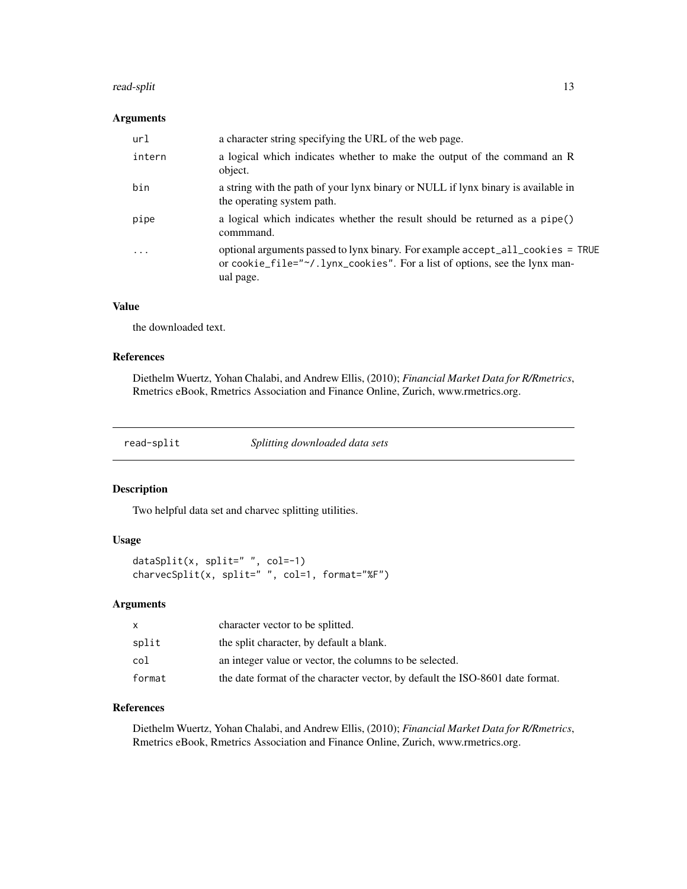### Arguments

| | |
|---|---|
| `url` | a character string specifying the URL of the web page. |
| `intern` | a logical which indicates whether to make the output of the command an R object. |
| `bin` | a string with the path of your lynx binary or NULL if lynx binary is available in the operating system path. |
| `pipe` | a logical which indicates whether the result should be returned as a `pipe()` commmand. |
| `...` | optional arguments passed to lynx binary. For example `accept_all_cookies = TRUE` or `cookie_file="~/.lynx_cookies"`. For a list of options, see the lynx manual page. |

### Value

the downloaded text.

### References

Diethelm Wuertz, Yohan Chalabi, and Andrew Ellis, (2010); *Financial Market Data for R/Rmetrics*, Rmetrics eBook, Rmetrics Association and Finance Online, Zurich, www.rmetrics.org.

---

## `read-split` *Splitting downloaded data sets*

### Description

Two helpful data set and charvec splitting utilities.

### Usage

```
dataSplit(x, split=" ", col=-1)
charvecSplit(x, split=" ", col=1, format="%F")
```

### Arguments

| | |
|---|---|
| `x` | character vector to be splitted. |
| `split` | the split character, by default a blank. |
| `col` | an integer value or vector, the columns to be selected. |
| `format` | the date format of the character vector, by default the ISO-8601 date format. |

### References

Diethelm Wuertz, Yohan Chalabi, and Andrew Ellis, (2010); *Financial Market Data for R/Rmetrics*, Rmetrics eBook, Rmetrics Association and Finance Online, Zurich, www.rmetrics.org.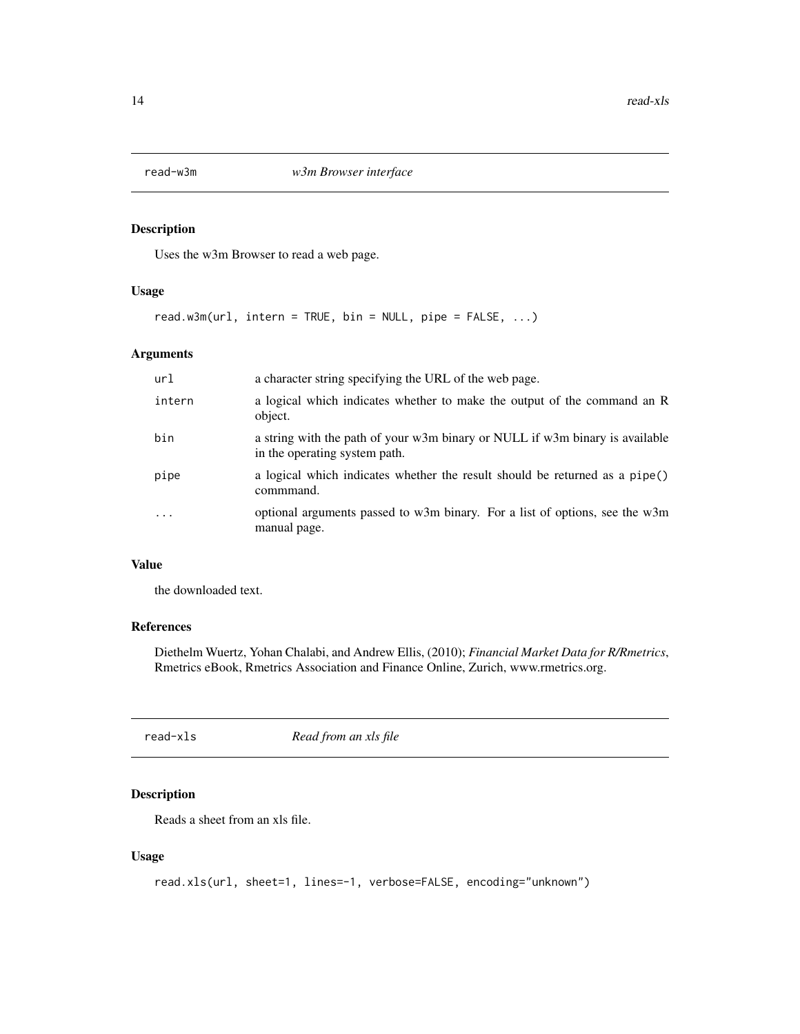## read-w3m *w3m Browser interface*

### Description

Uses the w3m Browser to read a web page.

### Usage

```
read.w3m(url, intern = TRUE, bin = NULL, pipe = FALSE, ...)
```

### Arguments

| | |
|---|---|
| `url` | a character string specifying the URL of the web page. |
| `intern` | a logical which indicates whether to make the output of the command an R object. |
| `bin` | a string with the path of your w3m binary or NULL if w3m binary is available in the operating system path. |
| `pipe` | a logical which indicates whether the result should be returned as a `pipe()` commmand. |
| `...` | optional arguments passed to w3m binary. For a list of options, see the w3m manual page. |

### Value

the downloaded text.

### References

Diethelm Wuertz, Yohan Chalabi, and Andrew Ellis, (2010); *Financial Market Data for R/Rmetrics*, Rmetrics eBook, Rmetrics Association and Finance Online, Zurich, www.rmetrics.org.

## read-xls *Read from an xls file*

### Description

Reads a sheet from an xls file.

### Usage

```
read.xls(url, sheet=1, lines=-1, verbose=FALSE, encoding="unknown")
```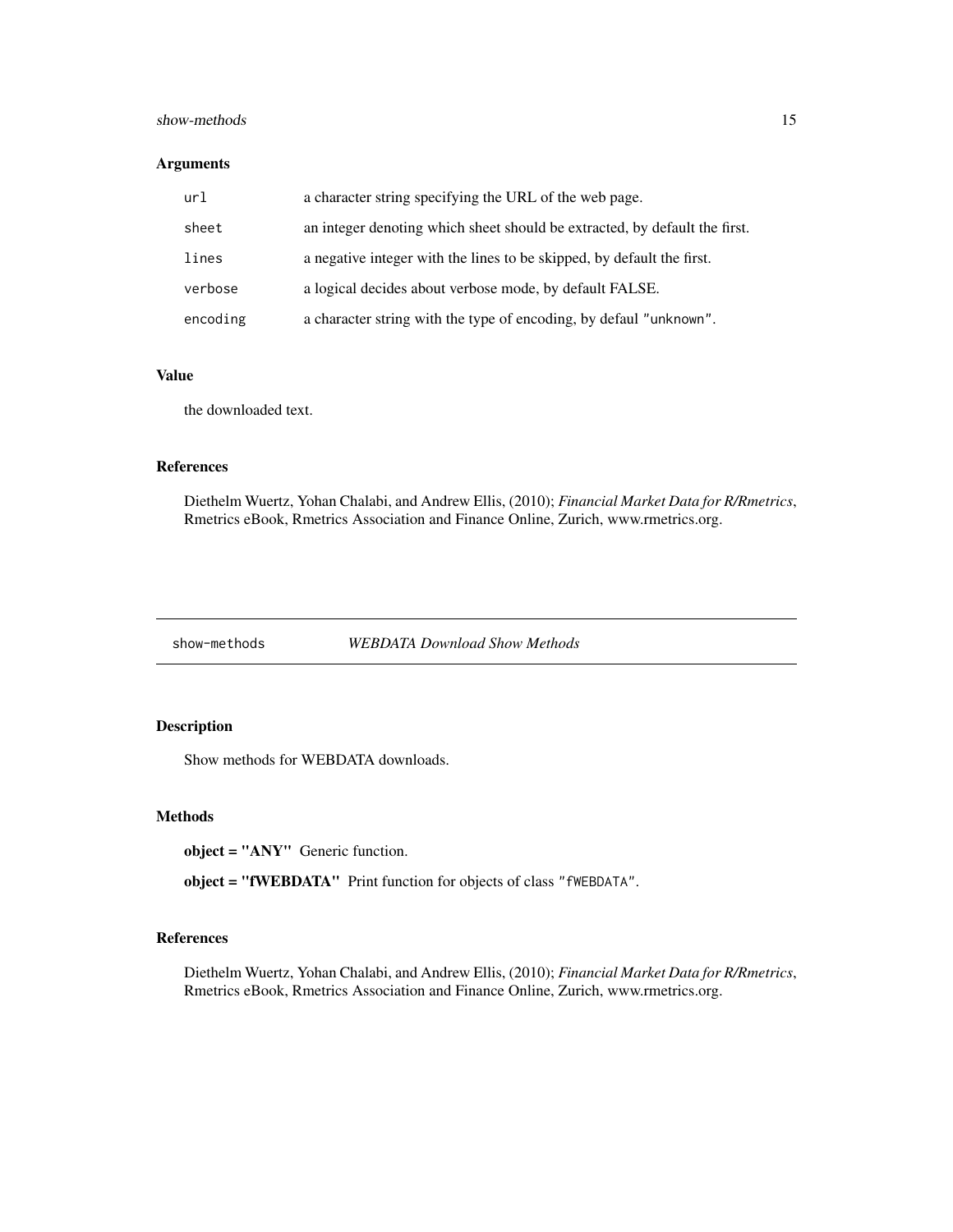## Arguments

| | |
|---|---|
| `url` | a character string specifying the URL of the web page. |
| `sheet` | an integer denoting which sheet should be extracted, by default the first. |
| `lines` | a negative integer with the lines to be skipped, by default the first. |
| `verbose` | a logical decides about verbose mode, by default FALSE. |
| `encoding` | a character string with the type of encoding, by defaul `"unknown"`. |

## Value

the downloaded text.

## References

Diethelm Wuertz, Yohan Chalabi, and Andrew Ellis, (2010); *Financial Market Data for R/Rmetrics*, Rmetrics eBook, Rmetrics Association and Finance Online, Zurich, www.rmetrics.org.

---

# `show-methods` *WEBDATA Download Show Methods*

---

## Description

Show methods for WEBDATA downloads.

## Methods

**object = "ANY"** Generic function.

**object = "fWEBDATA"** Print function for objects of class `"fWEBDATA"`.

## References

Diethelm Wuertz, Yohan Chalabi, and Andrew Ellis, (2010); *Financial Market Data for R/Rmetrics*, Rmetrics eBook, Rmetrics Association and Finance Online, Zurich, www.rmetrics.org.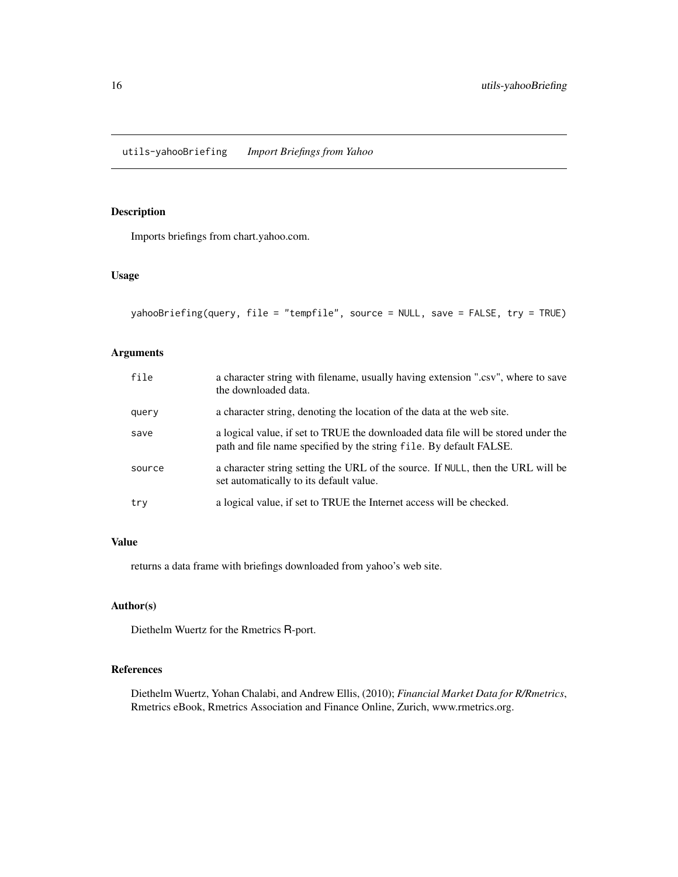## utils-yahooBriefing *Import Briefings from Yahoo*

### Description

Imports briefings from chart.yahoo.com.

### Usage

```
yahooBriefing(query, file = "tempfile", source = NULL, save = FALSE, try = TRUE)
```

### Arguments

| | |
|---|---|
| file | a character string with filename, usually having extension ".csv", where to save the downloaded data. |
| query | a character string, denoting the location of the data at the web site. |
| save | a logical value, if set to TRUE the downloaded data file will be stored under the path and file name specified by the string `file`. By default FALSE. |
| source | a character string setting the URL of the source. If `NULL`, then the URL will be set automatically to its default value. |
| try | a logical value, if set to TRUE the Internet access will be checked. |

### Value

returns a data frame with briefings downloaded from yahoo's web site.

### Author(s)

Diethelm Wuertz for the Rmetrics R-port.

### References

Diethelm Wuertz, Yohan Chalabi, and Andrew Ellis, (2010); *Financial Market Data for R/Rmetrics*, Rmetrics eBook, Rmetrics Association and Finance Online, Zurich, www.rmetrics.org.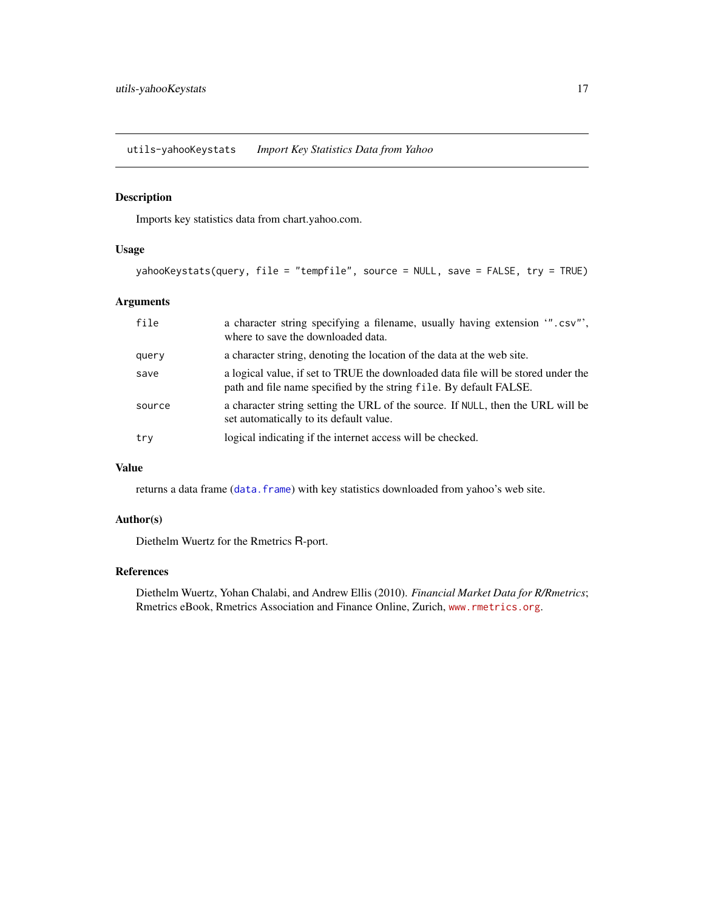## utils-yahooKeystats *Import Key Statistics Data from Yahoo*

### Description

Imports key statistics data from chart.yahoo.com.

### Usage

```
yahooKeystats(query, file = "tempfile", source = NULL, save = FALSE, try = TRUE)
```

### Arguments

| | |
|---|---|
| `file` | a character string specifying a filename, usually having extension '".csv"', where to save the downloaded data. |
| `query` | a character string, denoting the location of the data at the web site. |
| `save` | a logical value, if set to TRUE the downloaded data file will be stored under the path and file name specified by the string `file`. By default FALSE. |
| `source` | a character string setting the URL of the source. If `NULL`, then the URL will be set automatically to its default value. |
| `try` | logical indicating if the internet access will be checked. |

### Value

returns a data frame (`data.frame`) with key statistics downloaded from yahoo's web site.

### Author(s)

Diethelm Wuertz for the Rmetrics R-port.

### References

Diethelm Wuertz, Yohan Chalabi, and Andrew Ellis (2010). *Financial Market Data for R/Rmetrics*; Rmetrics eBook, Rmetrics Association and Finance Online, Zurich, `www.rmetrics.org`.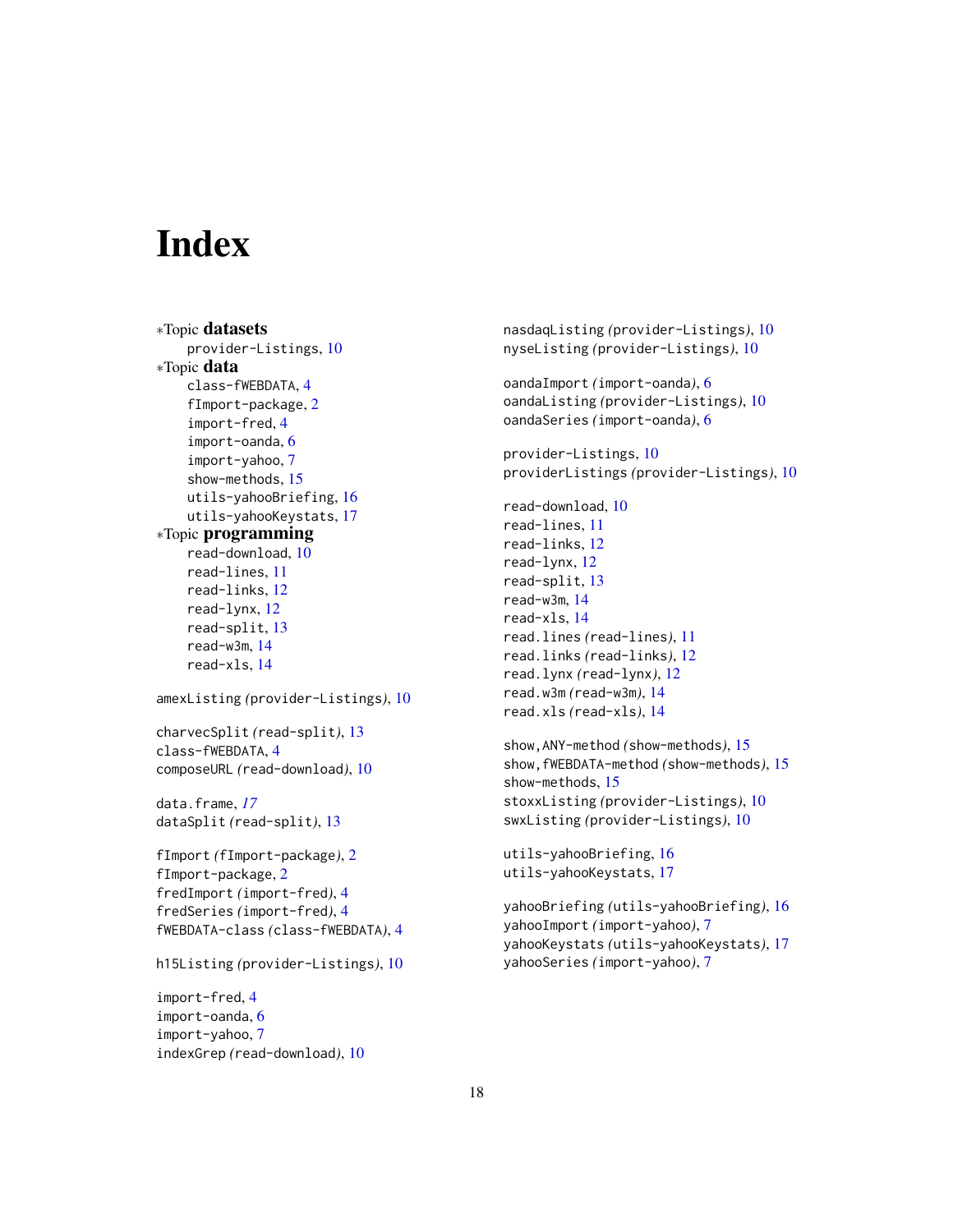# Index

*Topic **datasets**

provider-Listings, 10

*Topic **data**

class-fWEBDATA, 4
fImport-package, 2
import-fred, 4
import-oanda, 6
import-yahoo, 7
show-methods, 15
utils-yahooBriefing, 16
utils-yahooKeystats, 17

*Topic **programming**

read-download, 10
read-lines, 11
read-links, 12
read-lynx, 12
read-split, 13
read-w3m, 14
read-xls, 14

amexListing *(*provider-Listings*)*, 10

charvecSplit *(*read-split*)*, 13
class-fWEBDATA, 4
composeURL *(*read-download*)*, 10

data.frame, *17*
dataSplit *(*read-split*)*, 13

fImport *(*fImport-package*)*, 2
fImport-package, 2
fredImport *(*import-fred*)*, 4
fredSeries *(*import-fred*)*, 4
fWEBDATA-class *(*class-fWEBDATA*)*, 4

h15Listing *(*provider-Listings*)*, 10

import-fred, 4
import-oanda, 6
import-yahoo, 7
indexGrep *(*read-download*)*, 10

nasdaqListing *(*provider-Listings*)*, 10
nyseListing *(*provider-Listings*)*, 10

oandaImport *(*import-oanda*)*, 6
oandaListing *(*provider-Listings*)*, 10
oandaSeries *(*import-oanda*)*, 6

provider-Listings, 10
providerListings *(*provider-Listings*)*, 10

read-download, 10
read-lines, 11
read-links, 12
read-lynx, 12
read-split, 13
read-w3m, 14
read-xls, 14
read.lines *(*read-lines*)*, 11
read.links *(*read-links*)*, 12
read.lynx *(*read-lynx*)*, 12
read.w3m *(*read-w3m*)*, 14
read.xls *(*read-xls*)*, 14

show,ANY-method *(*show-methods*)*, 15
show,fWEBDATA-method *(*show-methods*)*, 15
show-methods, 15
stoxxListing *(*provider-Listings*)*, 10
swxListing *(*provider-Listings*)*, 10

utils-yahooBriefing, 16
utils-yahooKeystats, 17

yahooBriefing *(*utils-yahooBriefing*)*, 16
yahooImport *(*import-yahoo*)*, 7
yahooKeystats *(*utils-yahooKeystats*)*, 17
yahooSeries *(*import-yahoo*)*, 7